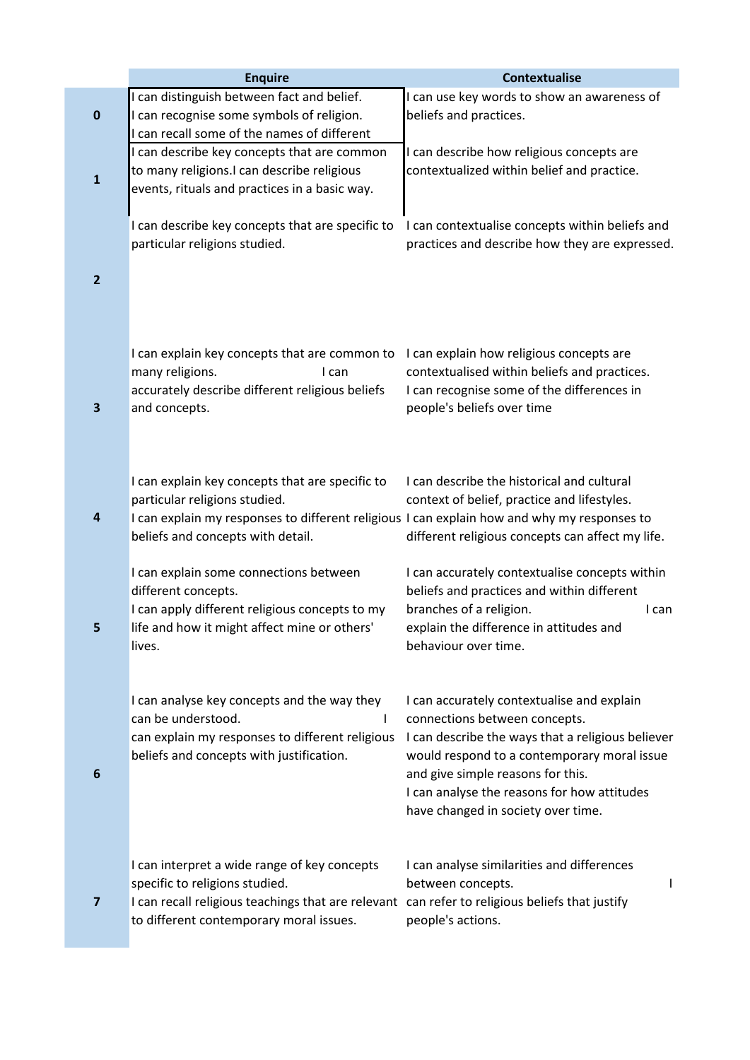| | Enquire | Contextualise |
|---|---|---|
| 0 | I can distinguish between fact and belief. I can recognise some symbols of religion. I can recall some of the names of different | I can use key words to show an awareness of beliefs and practices. |
| 1 | I can describe key concepts that are common to many religions.I can describe religious events, rituals and practices in a basic way. | I can describe how religious concepts are contextualized within belief and practice. |
| 2 | I can describe key concepts that are specific to particular religions studied. | I can contextualise concepts within beliefs and practices and describe how they are expressed. |
| 3 | I can explain key concepts that are common to many religions. I can accurately describe different religious beliefs and concepts. | I can explain how religious concepts are contextualised within beliefs and practices. I can recognise some of the differences in people's beliefs over time |
| 4 | I can explain key concepts that are specific to particular religions studied. I can explain my responses to different religious beliefs and concepts with detail. | I can describe the historical and cultural context of belief, practice and lifestyles. I can explain how and why my responses to different religious concepts can affect my life. |
| 5 | I can explain some connections between different concepts. I can apply different religious concepts to my life and how it might affect mine or others' lives. | I can accurately contextualise concepts within beliefs and practices and within different branches of a religion. I can explain the difference in attitudes and behaviour over time. |
| 6 | I can analyse key concepts and the way they can be understood. I can explain my responses to different religious beliefs and concepts with justification. | I can accurately contextualise and explain connections between concepts. I can describe the ways that a religious believer would respond to a contemporary moral issue and give simple reasons for this. I can analyse the reasons for how attitudes have changed in society over time. |
| 7 | I can interpret a wide range of key concepts specific to religions studied. I can recall religious teachings that are relevant to different contemporary moral issues. | I can analyse similarities and differences between concepts. I can refer to religious beliefs that justify people's actions. |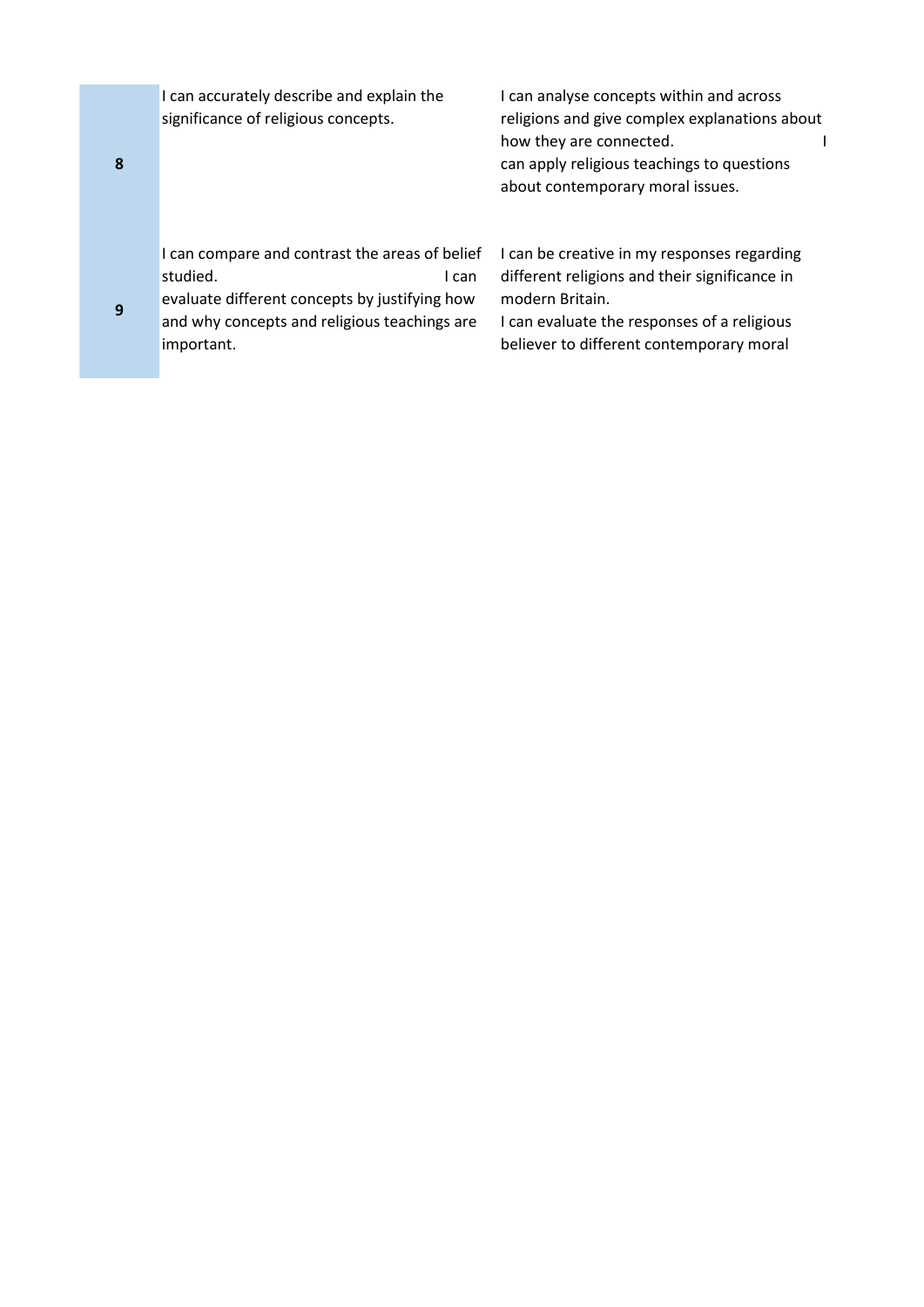| | | |
|---|---|---|
| **8** | I can accurately describe and explain the significance of religious concepts. | I can analyse concepts within and across religions and give complex explanations about how they are connected. I can apply religious teachings to questions about contemporary moral issues. |
| **9** | I can compare and contrast the areas of belief studied. I can evaluate different concepts by justifying how and why concepts and religious teachings are important. | I can be creative in my responses regarding different religions and their significance in modern Britain. I can evaluate the responses of a religious believer to different contemporary moral |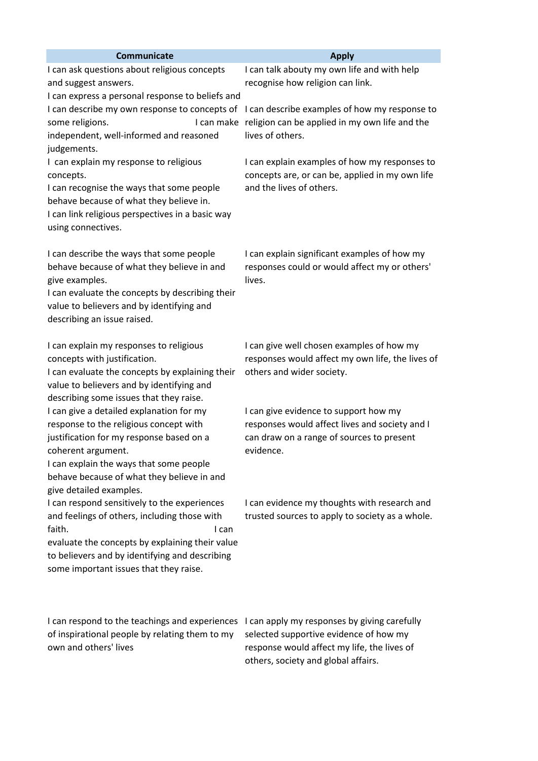| Communicate | Apply |
|---|---|
| I can ask questions about religious concepts and suggest answers. I can express a personal response to beliefs and | I can talk abouty my own life and with help recognise how religion can link. |
| I can describe my own response to concepts of some religions. I can make independent, well-informed and reasoned judgements. | I can describe examples of how my response to religion can be applied in my own life and the lives of others. |
| I can explain my response to religious concepts. I can recognise the ways that some people behave because of what they believe in. I can link religious perspectives in a basic way using connectives. | I can explain examples of how my responses to concepts are, or can be, applied in my own life and the lives of others. |
| I can describe the ways that some people behave because of what they believe in and give examples. I can evaluate the concepts by describing their value to believers and by identifying and describing an issue raised. | I can explain significant examples of how my responses could or would affect my or others' lives. |
| I can explain my responses to religious concepts with justification. I can evaluate the concepts by explaining their value to believers and by identifying and describing some issues that they raise. | I can give well chosen examples of how my responses would affect my own life, the lives of others and wider society. |
| I can give a detailed explanation for my response to the religious concept with justification for my response based on a coherent argument. I can explain the ways that some people behave because of what they believe in and give detailed examples. | I can give evidence to support how my responses would affect lives and society and I can draw on a range of sources to present evidence. |
| I can respond sensitively to the experiences and feelings of others, including those with faith. I can evaluate the concepts by explaining their value to believers and by identifying and describing some important issues that they raise. | I can evidence my thoughts with research and trusted sources to apply to society as a whole. |
| I can respond to the teachings and experiences of inspirational people by relating them to my own and others' lives | I can apply my responses by giving carefully selected supportive evidence of how my response would affect my life, the lives of others, society and global affairs. |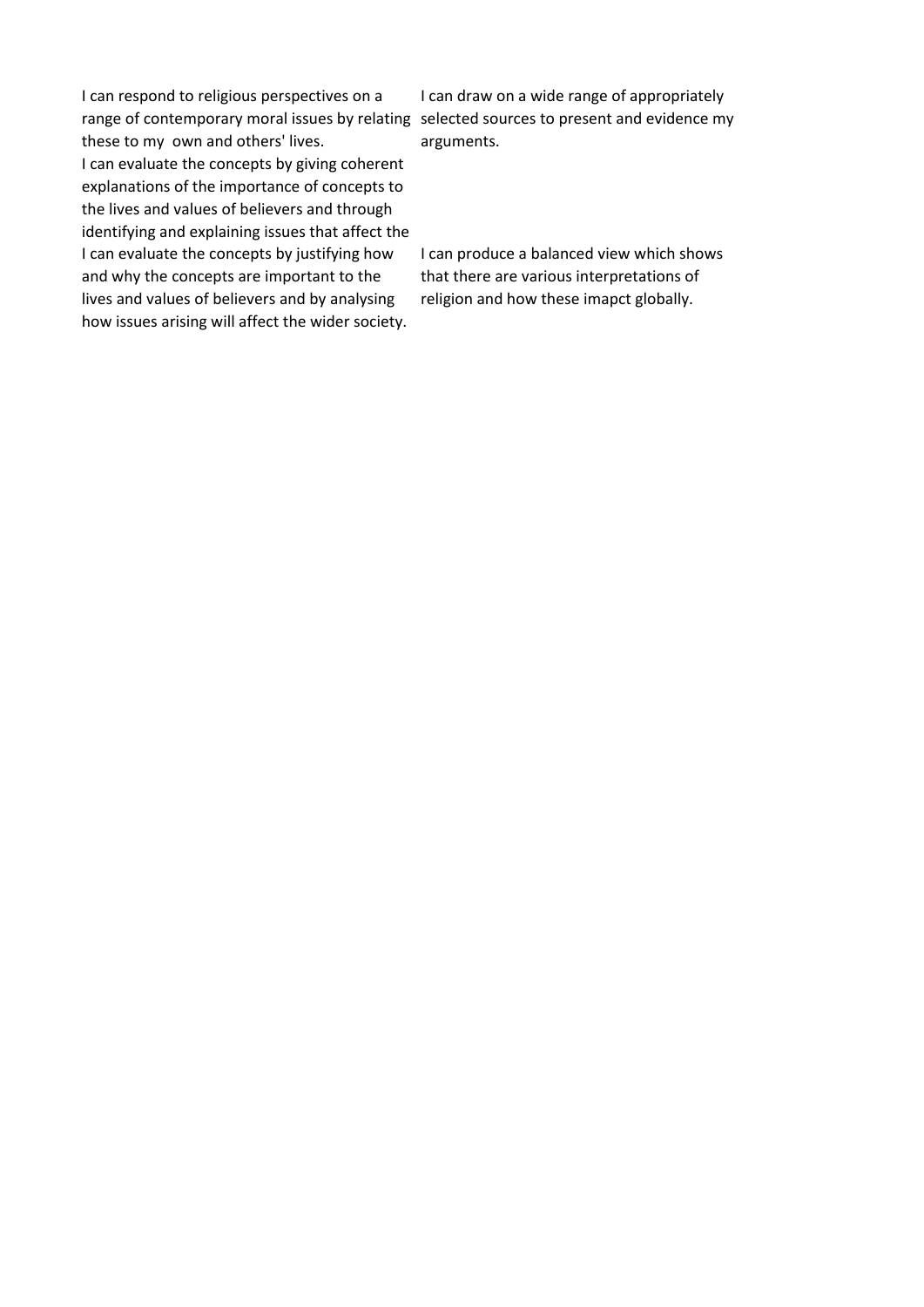| | |
|---|---|
| I can respond to religious perspectives on a range of contemporary moral issues by relating these to my own and others' lives.<br>I can evaluate the concepts by giving coherent explanations of the importance of concepts to the lives and values of believers and through identifying and explaining issues that affect the | I can draw on a wide range of appropriately selected sources to present and evidence my arguments. |
| I can evaluate the concepts by justifying how and why the concepts are important to the lives and values of believers and by analysing how issues arising will affect the wider society. | I can produce a balanced view which shows that there are various interpretations of religion and how these imapct globally. |